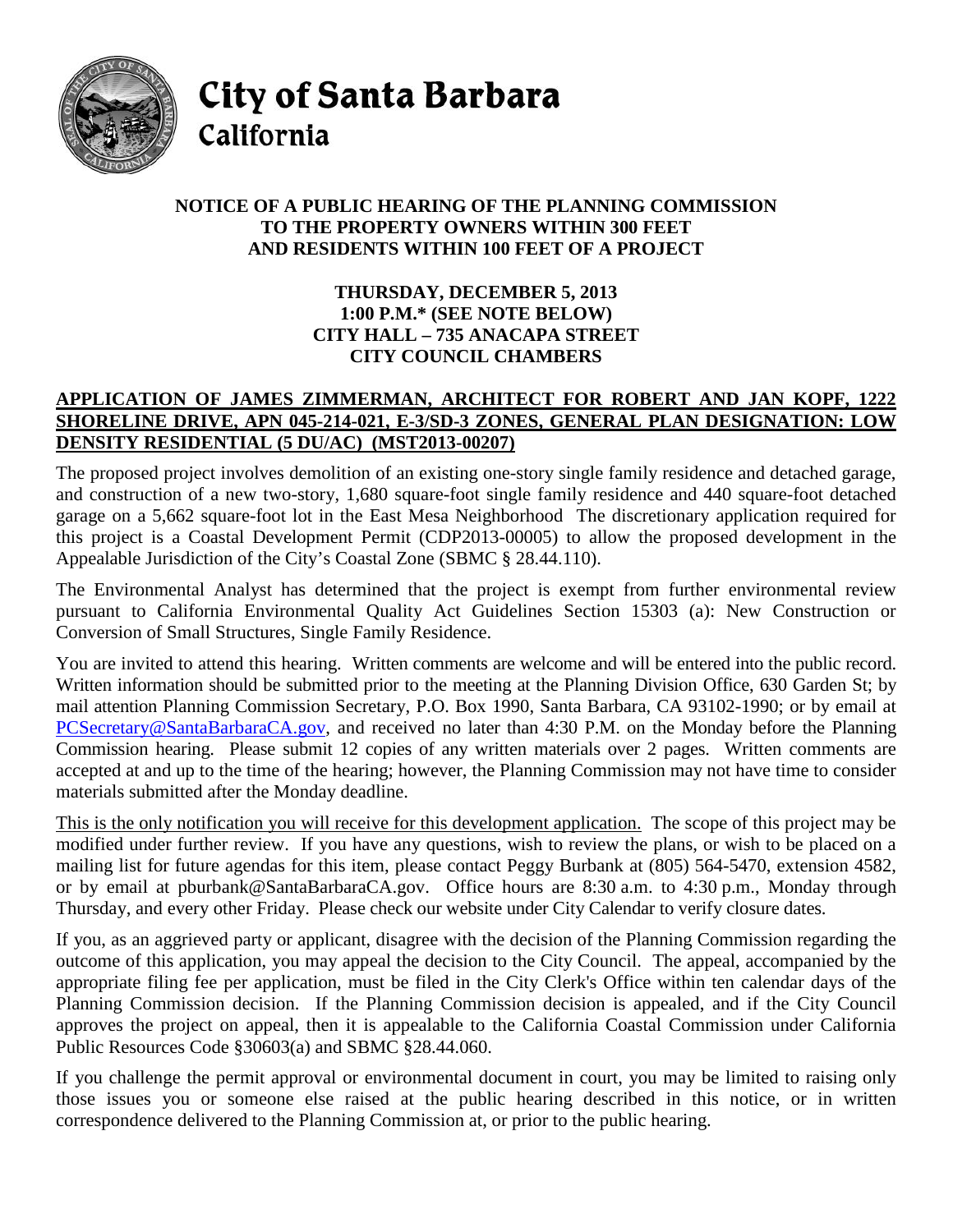# City of Santa Barbara
## California

**NOTICE OF A PUBLIC HEARING OF THE PLANNING COMMISSION TO THE PROPERTY OWNERS WITHIN 300 FEET AND RESIDENTS WITHIN 100 FEET OF A PROJECT**

**THURSDAY, DECEMBER 5, 2013**
**1:00 P.M.* (SEE NOTE BELOW)**
**CITY HALL – 735 ANACAPA STREET**
**CITY COUNCIL CHAMBERS**

**APPLICATION OF JAMES ZIMMERMAN, ARCHITECT FOR ROBERT AND JAN KOPF, 1222 SHORELINE DRIVE, APN 045-214-021, E-3/SD-3 ZONES, GENERAL PLAN DESIGNATION: LOW DENSITY RESIDENTIAL (5 DU/AC) (MST2013-00207)**

The proposed project involves demolition of an existing one-story single family residence and detached garage, and construction of a new two-story, 1,680 square-foot single family residence and 440 square-foot detached garage on a 5,662 square-foot lot in the East Mesa Neighborhood The discretionary application required for this project is a Coastal Development Permit (CDP2013-00005) to allow the proposed development in the Appealable Jurisdiction of the City's Coastal Zone (SBMC § 28.44.110).

The Environmental Analyst has determined that the project is exempt from further environmental review pursuant to California Environmental Quality Act Guidelines Section 15303 (a): New Construction or Conversion of Small Structures, Single Family Residence.

You are invited to attend this hearing. Written comments are welcome and will be entered into the public record. Written information should be submitted prior to the meeting at the Planning Division Office, 630 Garden St; by mail attention Planning Commission Secretary, P.O. Box 1990, Santa Barbara, CA 93102-1990; or by email at PCSecretary@SantaBarbaraCA.gov, and received no later than 4:30 P.M. on the Monday before the Planning Commission hearing. Please submit 12 copies of any written materials over 2 pages. Written comments are accepted at and up to the time of the hearing; however, the Planning Commission may not have time to consider materials submitted after the Monday deadline.

This is the only notification you will receive for this development application. The scope of this project may be modified under further review. If you have any questions, wish to review the plans, or wish to be placed on a mailing list for future agendas for this item, please contact Peggy Burbank at (805) 564-5470, extension 4582, or by email at pburbank@SantaBarbaraCA.gov. Office hours are 8:30 a.m. to 4:30 p.m., Monday through Thursday, and every other Friday. Please check our website under City Calendar to verify closure dates.

If you, as an aggrieved party or applicant, disagree with the decision of the Planning Commission regarding the outcome of this application, you may appeal the decision to the City Council. The appeal, accompanied by the appropriate filing fee per application, must be filed in the City Clerk's Office within ten calendar days of the Planning Commission decision. If the Planning Commission decision is appealed, and if the City Council approves the project on appeal, then it is appealable to the California Coastal Commission under California Public Resources Code §30603(a) and SBMC §28.44.060.

If you challenge the permit approval or environmental document in court, you may be limited to raising only those issues you or someone else raised at the public hearing described in this notice, or in written correspondence delivered to the Planning Commission at, or prior to the public hearing.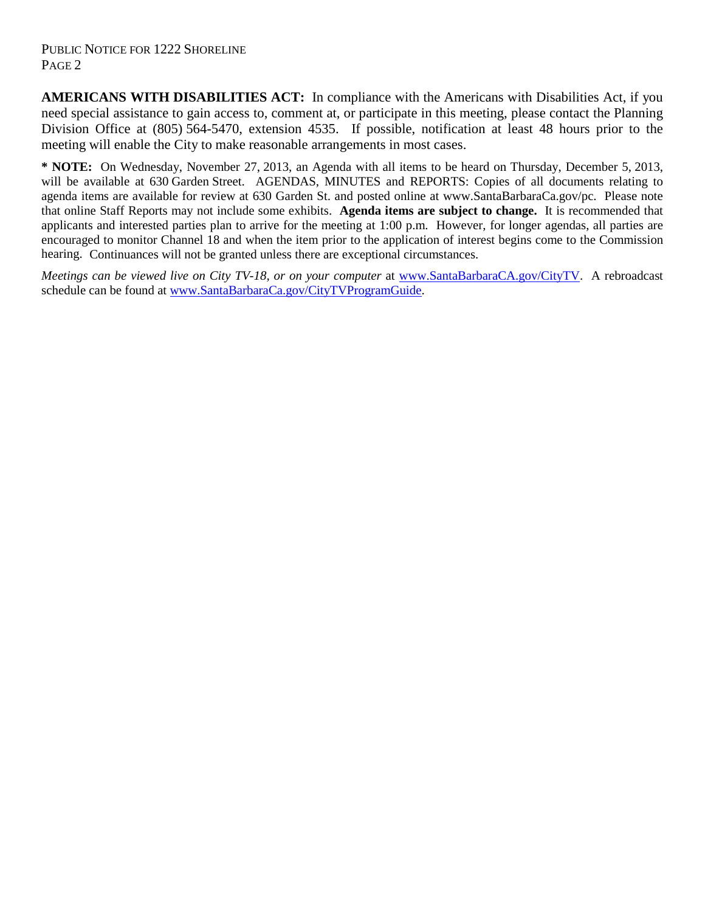**AMERICANS WITH DISABILITIES ACT:** In compliance with the Americans with Disabilities Act, if you need special assistance to gain access to, comment at, or participate in this meeting, please contact the Planning Division Office at (805) 564-5470, extension 4535. If possible, notification at least 48 hours prior to the meeting will enable the City to make reasonable arrangements in most cases.

**\* NOTE:** On Wednesday, November 27, 2013, an Agenda with all items to be heard on Thursday, December 5, 2013, will be available at 630 Garden Street. AGENDAS, MINUTES and REPORTS: Copies of all documents relating to agenda items are available for review at 630 Garden St. and posted online at www.SantaBarbaraCa.gov/pc. Please note that online Staff Reports may not include some exhibits. **Agenda items are subject to change.** It is recommended that applicants and interested parties plan to arrive for the meeting at 1:00 p.m. However, for longer agendas, all parties are encouraged to monitor Channel 18 and when the item prior to the application of interest begins come to the Commission hearing. Continuances will not be granted unless there are exceptional circumstances.

*Meetings can be viewed live on City TV-18, or on your computer* at www.SantaBarbaraCA.gov/CityTV. A rebroadcast schedule can be found at www.SantaBarbaraCa.gov/CityTVProgramGuide.